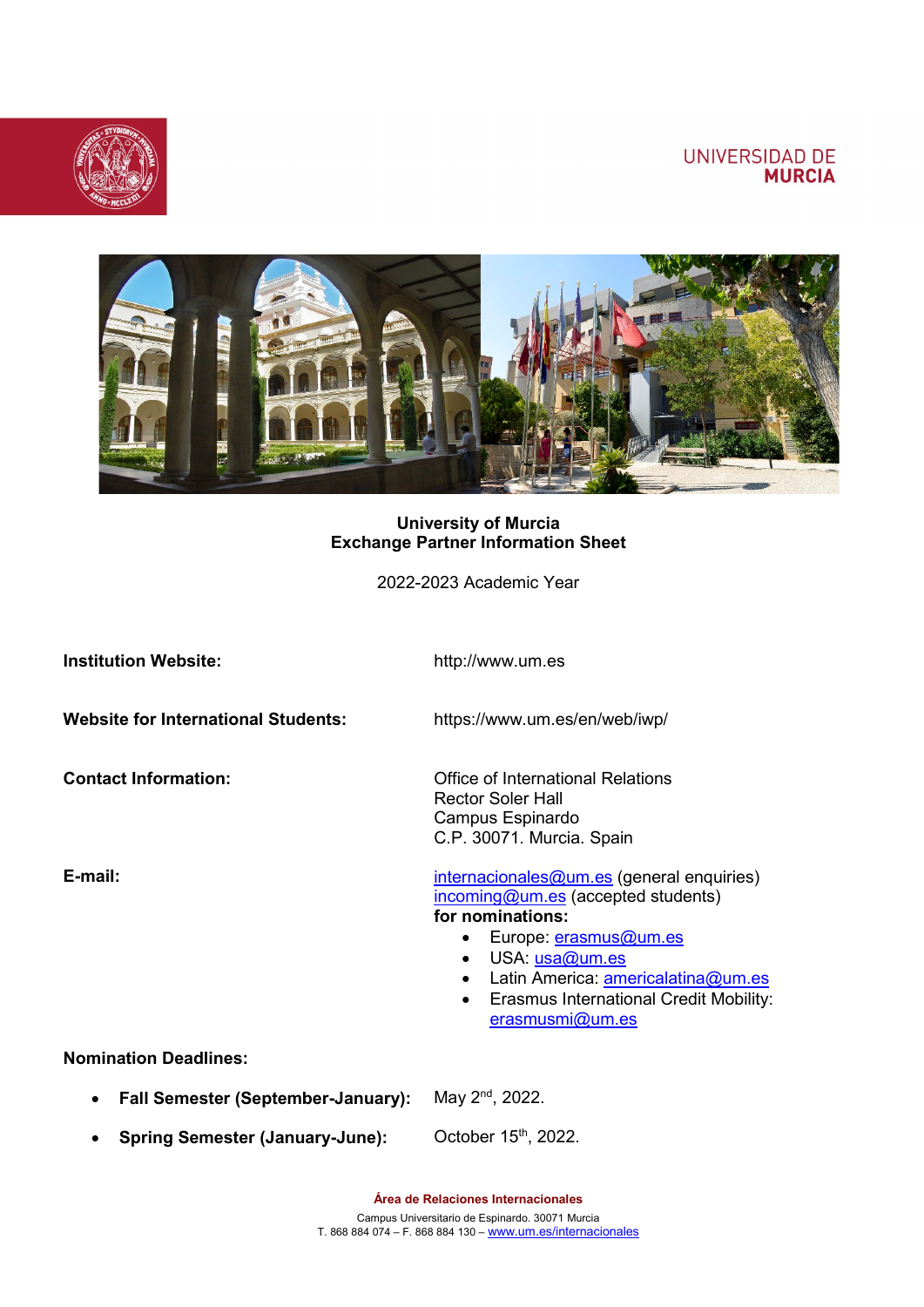UNIVERSIDAD DE **MURCIA**

**University of Murcia**
**Exchange Partner Information Sheet**

2022-2023 Academic Year

**Institution Website:** http://www.um.es

**Website for International Students:** https://www.um.es/en/web/iwp/

**Contact Information:**
Office of International Relations
Rector Soler Hall
Campus Espinardo
C.P. 30071. Murcia. Spain

**E-mail:**
internacionales@um.es (general enquiries)
incoming@um.es (accepted students)
**for nominations:**

- Europe: erasmus@um.es
- USA: usa@um.es
- Latin America: americalatina@um.es
- Erasmus International Credit Mobility: erasmusmi@um.es

**Nomination Deadlines:**

- **Fall Semester (September-January):** May 2nd, 2022.
- **Spring Semester (January-June):** October 15th, 2022.

**Área de Relaciones Internacionales**
Campus Universitario de Espinardo. 30071 Murcia
T. 868 884 074 – F. 868 884 130 – www.um.es/internacionales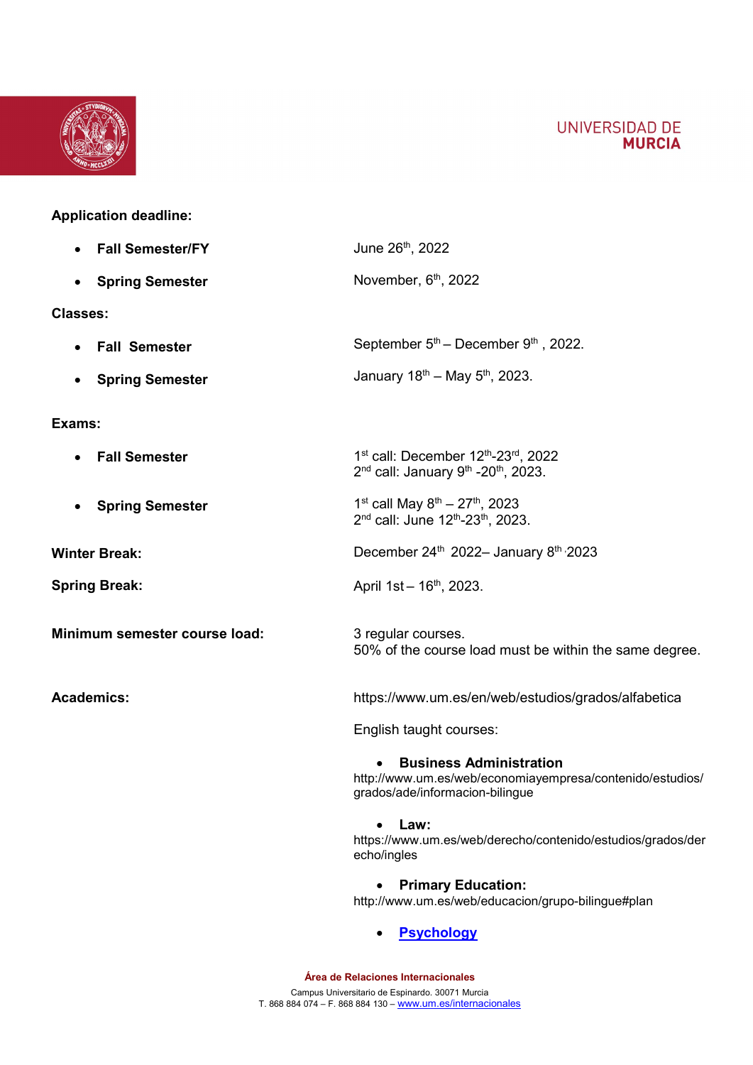**Application deadline:**

- **Fall Semester/FY** — June 26th, 2022
- **Spring Semester** — November, 6th, 2022

**Classes:**

- **Fall Semester** — September 5th – December 9th , 2022.
- **Spring Semester** — January 18th – May 5th, 2023.

**Exams:**

- **Fall Semester** — 1st call: December 12th-23rd, 2022
  2nd call: January 9th -20th, 2023.
- **Spring Semester** — 1st call May 8th – 27th, 2023
  2nd call: June 12th-23th, 2023.

**Winter Break:** December 24th 2022– January 8th 2023

**Spring Break:** April 1st – 16th, 2023.

**Minimum semester course load:** 3 regular courses.
50% of the course load must be within the same degree.

**Academics:** https://www.um.es/en/web/estudios/grados/alfabetica

English taught courses:

- **Business Administration**
  http://www.um.es/web/economiayempresa/contenido/estudios/grados/ade/informacion-bilingue
- **Law:**
  https://www.um.es/web/derecho/contenido/estudios/grados/derecho/ingles
- **Primary Education:**
  http://www.um.es/web/educacion/grupo-bilingue#plan
- **Psychology**

**Área de Relaciones Internacionales**
Campus Universitario de Espinardo. 30071 Murcia
T. 868 884 074 – F. 868 884 130 – www.um.es/internacionales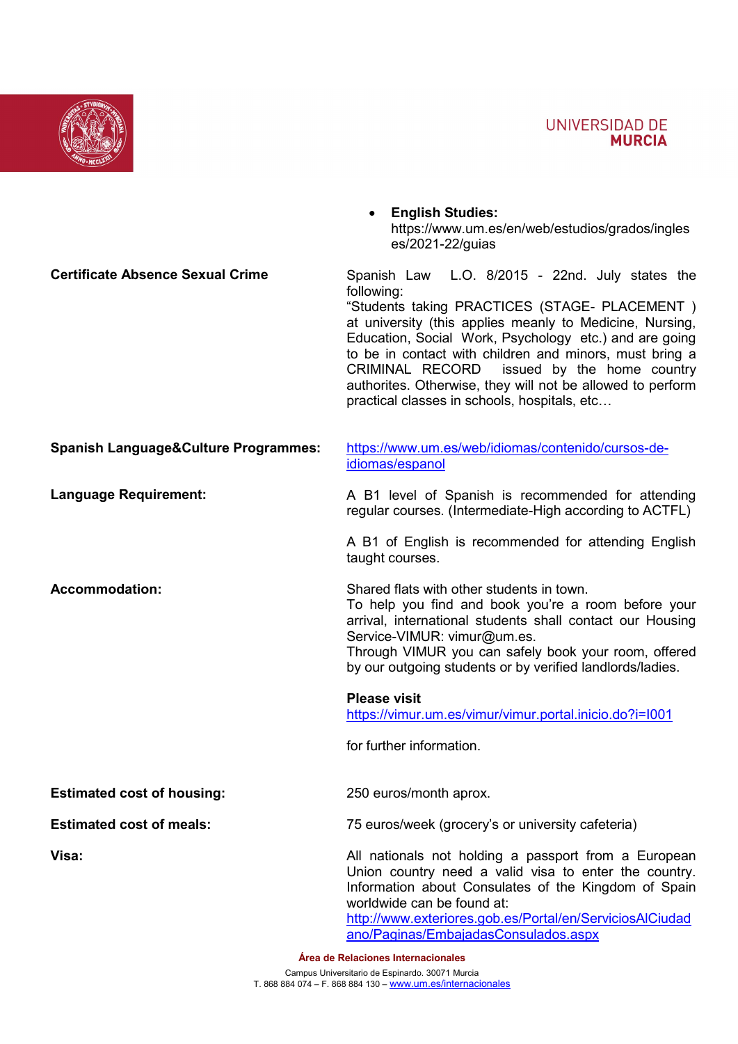- **English Studies:** https://www.um.es/en/web/estudios/grados/ingleses/2021-22/guias

**Certificate Absence Sexual Crime**

Spanish Law L.O. 8/2015 - 22nd. July states the following:
"Students taking PRACTICES (STAGE- PLACEMENT ) at university (this applies meanly to Medicine, Nursing, Education, Social Work, Psychology etc.) and are going to be in contact with children and minors, must bring a CRIMINAL RECORD issued by the home country authorites. Otherwise, they will not be allowed to perform practical classes in schools, hospitals, etc…

**Spanish Language&Culture Programmes:**

https://www.um.es/web/idiomas/contenido/cursos-de-idiomas/espanol

**Language Requirement:**

A B1 level of Spanish is recommended for attending regular courses. (Intermediate-High according to ACTFL)

A B1 of English is recommended for attending English taught courses.

**Accommodation:**

Shared flats with other students in town.
To help you find and book you're a room before your arrival, international students shall contact our Housing Service-VIMUR: vimur@um.es.
Through VIMUR you can safely book your room, offered by our outgoing students or by verified landlords/ladies.

**Please visit**
https://vimur.um.es/vimur/vimur.portal.inicio.do?i=I001

for further information.

**Estimated cost of housing:**

250 euros/month aprox.

**Estimated cost of meals:**

75 euros/week (grocery's or university cafeteria)

**Visa:**

All nationals not holding a passport from a European Union country need a valid visa to enter the country. Information about Consulates of the Kingdom of Spain worldwide can be found at:
http://www.exteriores.gob.es/Portal/en/ServiciosAlCiudadano/Paginas/EmbajadasConsulados.aspx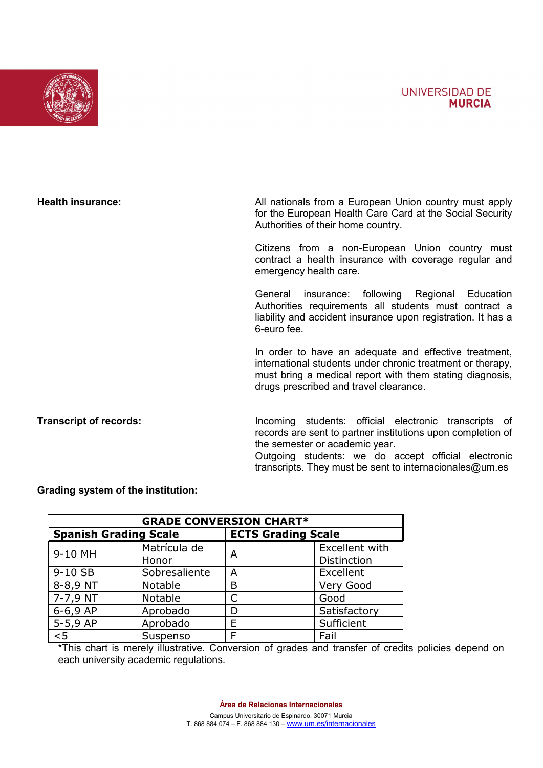**Health insurance:**

All nationals from a European Union country must apply for the European Health Care Card at the Social Security Authorities of their home country.

Citizens from a non-European Union country must contract a health insurance with coverage regular and emergency health care.

General insurance: following Regional Education Authorities requirements all students must contract a liability and accident insurance upon registration. It has a 6-euro fee.

In order to have an adequate and effective treatment, international students under chronic treatment or therapy, must bring a medical report with them stating diagnosis, drugs prescribed and travel clearance.

**Transcript of records:**

Incoming students: official electronic transcripts of records are sent to partner institutions upon completion of the semester or academic year.
Outgoing students: we do accept official electronic transcripts. They must be sent to internacionales@um.es

**Grading system of the institution:**

| **GRADE CONVERSION CHART*** | | | |
|---|---|---|---|
| **Spanish Grading Scale** | | **ECTS Grading Scale** | |
| 9-10 MH | Matrícula de Honor | A | Excellent with Distinction |
| 9-10 SB | Sobresaliente | A | Excellent |
| 8-8,9 NT | Notable | B | Very Good |
| 7-7,9 NT | Notable | C | Good |
| 6-6,9 AP | Aprobado | D | Satisfactory |
| 5-5,9 AP | Aprobado | E | Sufficient |
| <5 | Suspenso | F | Fail |

*This chart is merely illustrative. Conversion of grades and transfer of credits policies depend on each university academic regulations.

**Área de Relaciones Internacionales**

Campus Universitario de Espinardo. 30071 Murcia
T. 868 884 074 – F. 868 884 130 – www.um.es/internacionales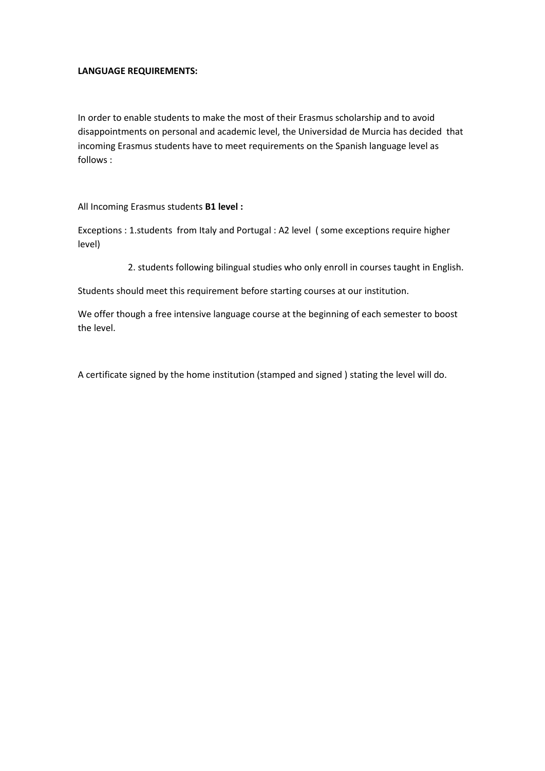**LANGUAGE REQUIREMENTS:**

In order to enable students to make the most of their Erasmus scholarship and to avoid disappointments on personal and academic level, the Universidad de Murcia has decided that incoming Erasmus students have to meet requirements on the Spanish language level as follows :

All Incoming Erasmus students **B1 level :**

Exceptions : 1.students from Italy and Portugal : A2 level ( some exceptions require higher level)

2. students following bilingual studies who only enroll in courses taught in English.

Students should meet this requirement before starting courses at our institution.

We offer though a free intensive language course at the beginning of each semester to boost the level.

A certificate signed by the home institution (stamped and signed ) stating the level will do.